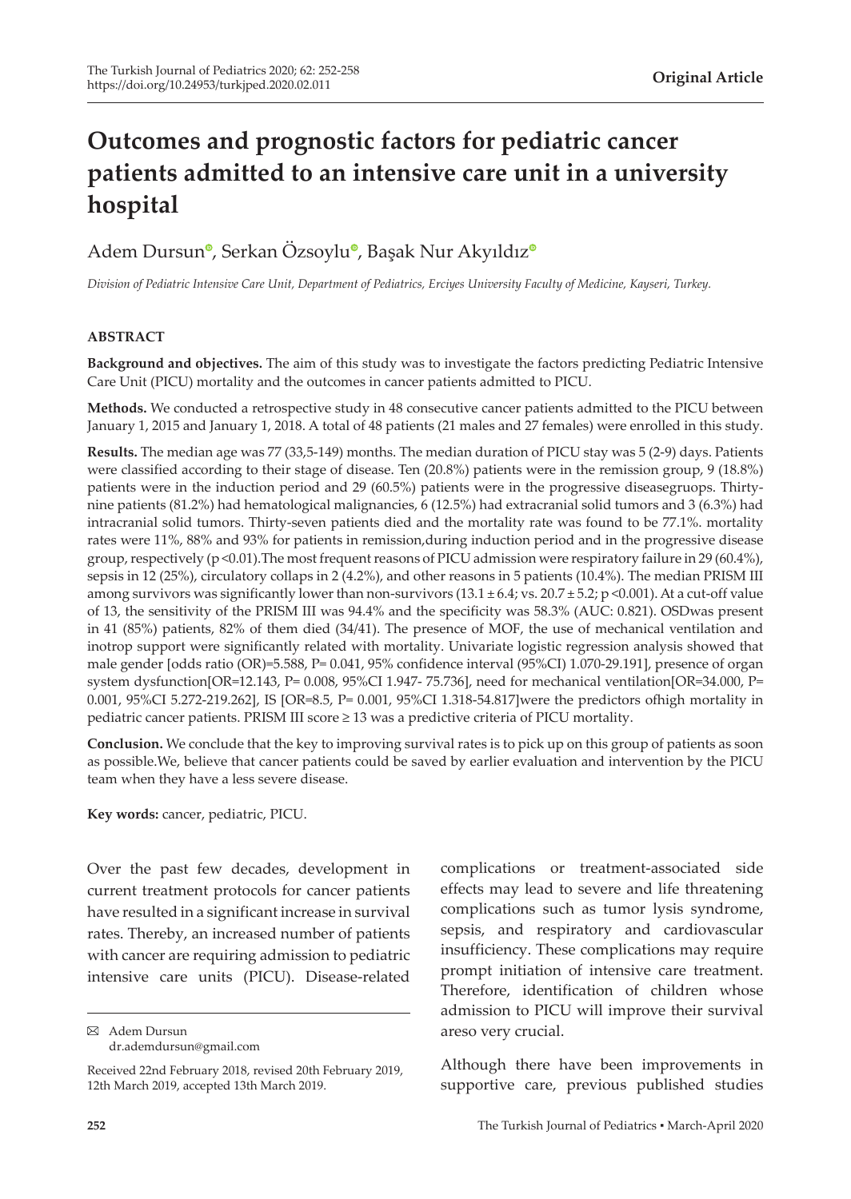**Original Article**

# Outcomes and prognostic factors for pediatric cancer patients admitted to an intensive care unit in a university hospital

Adem Dursun, Serkan Özsoylu, Başak Nur Akyıldız

*Division of Pediatric Intensive Care Unit, Department of Pediatrics, Erciyes University Faculty of Medicine, Kayseri, Turkey.*

## ABSTRACT

**Background and objectives.** The aim of this study was to investigate the factors predicting Pediatric Intensive Care Unit (PICU) mortality and the outcomes in cancer patients admitted to PICU.

**Methods.** We conducted a retrospective study in 48 consecutive cancer patients admitted to the PICU between January 1, 2015 and January 1, 2018. A total of 48 patients (21 males and 27 females) were enrolled in this study.

**Results.** The median age was 77 (33,5-149) months. The median duration of PICU stay was 5 (2-9) days. Patients were classified according to their stage of disease. Ten (20.8%) patients were in the remission group, 9 (18.8%) patients were in the induction period and 29 (60.5%) patients were in the progressive diseasegruops. Thirty-nine patients (81.2%) had hematological malignancies, 6 (12.5%) had extracranial solid tumors and 3 (6.3%) had intracranial solid tumors. Thirty-seven patients died and the mortality rate was found to be 77.1%. mortality rates were 11%, 88% and 93% for patients in remission,during induction period and in the progressive disease group, respectively (p <0.01).The most frequent reasons of PICU admission were respiratory failure in 29 (60.4%), sepsis in 12 (25%), circulatory collaps in 2 (4.2%), and other reasons in 5 patients (10.4%). The median PRISM III among survivors was significantly lower than non-survivors (13.1 ± 6.4; vs. 20.7 ± 5.2; p <0.001). At a cut-off value of 13, the sensitivity of the PRISM III was 94.4% and the specificity was 58.3% (AUC: 0.821). OSDwas present in 41 (85%) patients, 82% of them died (34/41). The presence of MOF, the use of mechanical ventilation and inotrop support were significantly related with mortality. Univariate logistic regression analysis showed that male gender [odds ratio (OR)=5.588, P= 0.041, 95% confidence interval (95%CI) 1.070-29.191], presence of organ system dysfunction[OR=12.143, P= 0.008, 95%CI 1.947- 75.736], need for mechanical ventilation[OR=34.000, P= 0.001, 95%CI 5.272-219.262], IS [OR=8.5, P= 0.001, 95%CI 1.318-54.817]were the predictors ofhigh mortality in pediatric cancer patients. PRISM III score ≥ 13 was a predictive criteria of PICU mortality.

**Conclusion.** We conclude that the key to improving survival rates is to pick up on this group of patients as soon as possible.We, believe that cancer patients could be saved by earlier evaluation and intervention by the PICU team when they have a less severe disease.

**Key words:** cancer, pediatric, PICU.

Over the past few decades, development in current treatment protocols for cancer patients have resulted in a significant increase in survival rates. Thereby, an increased number of patients with cancer are requiring admission to pediatric intensive care units (PICU). Disease-related complications or treatment-associated side effects may lead to severe and life threatening complications such as tumor lysis syndrome, sepsis, and respiratory and cardiovascular insufficiency. These complications may require prompt initiation of intensive care treatment. Therefore, identification of children whose admission to PICU will improve their survival areso very crucial.

Although there have been improvements in supportive care, previous published studies

✉ Adem Dursun
dr.ademdursun@gmail.com

Received 22nd February 2018, revised 20th February 2019, 12th March 2019, accepted 13th March 2019.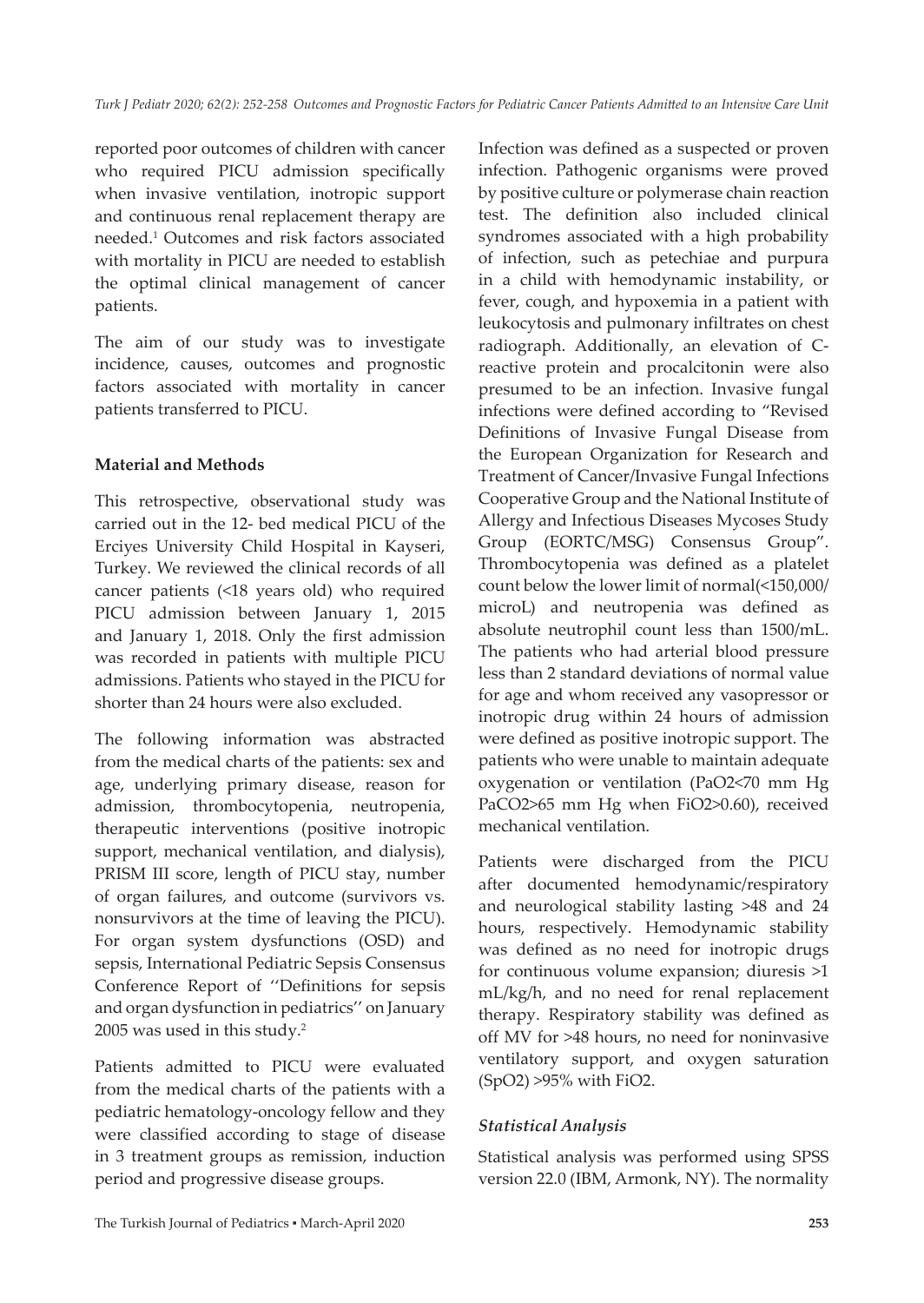reported poor outcomes of children with cancer who required PICU admission specifically when invasive ventilation, inotropic support and continuous renal replacement therapy are needed.[1] Outcomes and risk factors associated with mortality in PICU are needed to establish the optimal clinical management of cancer patients.

The aim of our study was to investigate incidence, causes, outcomes and prognostic factors associated with mortality in cancer patients transferred to PICU.

## Material and Methods

This retrospective, observational study was carried out in the 12- bed medical PICU of the Erciyes University Child Hospital in Kayseri, Turkey. We reviewed the clinical records of all cancer patients (<18 years old) who required PICU admission between January 1, 2015 and January 1, 2018. Only the first admission was recorded in patients with multiple PICU admissions. Patients who stayed in the PICU for shorter than 24 hours were also excluded.

The following information was abstracted from the medical charts of the patients: sex and age, underlying primary disease, reason for admission, thrombocytopenia, neutropenia, therapeutic interventions (positive inotropic support, mechanical ventilation, and dialysis), PRISM III score, length of PICU stay, number of organ failures, and outcome (survivors vs. nonsurvivors at the time of leaving the PICU). For organ system dysfunctions (OSD) and sepsis, International Pediatric Sepsis Consensus Conference Report of ''Definitions for sepsis and organ dysfunction in pediatrics'' on January 2005 was used in this study.[2]

Patients admitted to PICU were evaluated from the medical charts of the patients with a pediatric hematology-oncology fellow and they were classified according to stage of disease in 3 treatment groups as remission, induction period and progressive disease groups.

Infection was defined as a suspected or proven infection. Pathogenic organisms were proved by positive culture or polymerase chain reaction test. The definition also included clinical syndromes associated with a high probability of infection, such as petechiae and purpura in a child with hemodynamic instability, or fever, cough, and hypoxemia in a patient with leukocytosis and pulmonary infiltrates on chest radiograph. Additionally, an elevation of C-reactive protein and procalcitonin were also presumed to be an infection. Invasive fungal infections were defined according to "Revised Definitions of Invasive Fungal Disease from the European Organization for Research and Treatment of Cancer/Invasive Fungal Infections Cooperative Group and the National Institute of Allergy and Infectious Diseases Mycoses Study Group (EORTC/MSG) Consensus Group". Thrombocytopenia was defined as a platelet count below the lower limit of normal(<150,000/microL) and neutropenia was defined as absolute neutrophil count less than 1500/mL. The patients who had arterial blood pressure less than 2 standard deviations of normal value for age and whom received any vasopressor or inotropic drug within 24 hours of admission were defined as positive inotropic support. The patients who were unable to maintain adequate oxygenation or ventilation ($PaO_2$<70 mm Hg $PaCO_2$>65 mm Hg when $FiO_2$>0.60), received mechanical ventilation.

Patients were discharged from the PICU after documented hemodynamic/respiratory and neurological stability lasting >48 and 24 hours, respectively. Hemodynamic stability was defined as no need for inotropic drugs for continuous volume expansion; diuresis >1 mL/kg/h, and no need for renal replacement therapy. Respiratory stability was defined as off MV for >48 hours, no need for noninvasive ventilatory support, and oxygen saturation ($SpO_2$) >95% with $FiO_2$.

### *Statistical Analysis*

Statistical analysis was performed using SPSS version 22.0 (IBM, Armonk, NY). The normality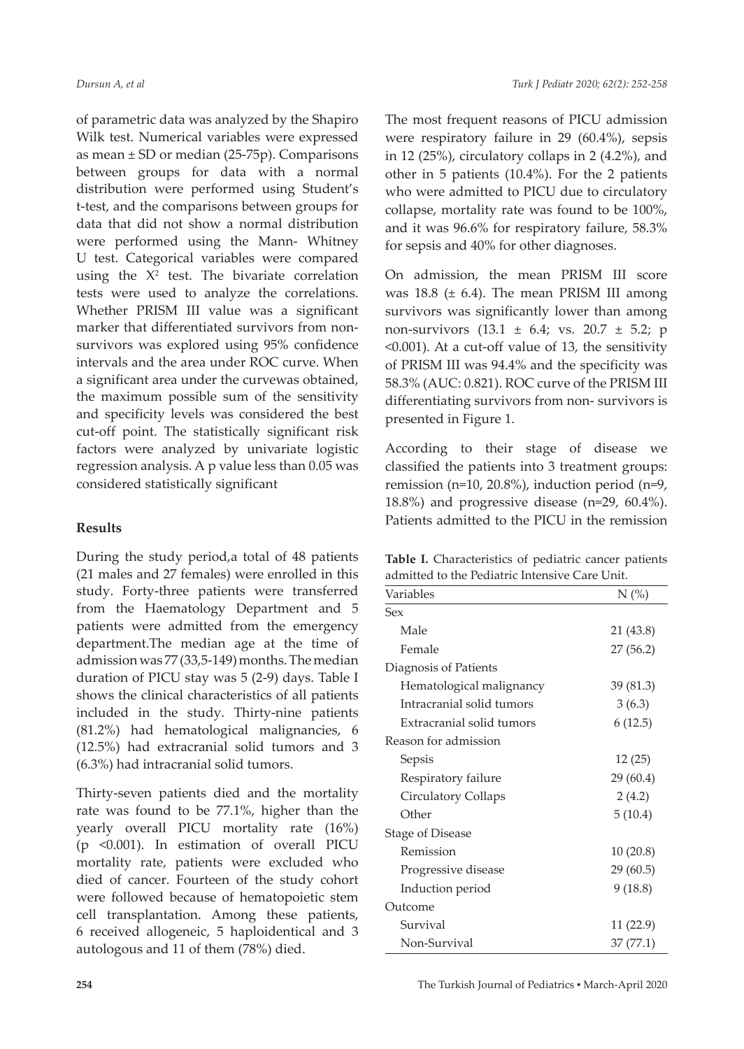of parametric data was analyzed by the Shapiro Wilk test. Numerical variables were expressed as mean ± SD or median (25-75p). Comparisons between groups for data with a normal distribution were performed using Student's t-test, and the comparisons between groups for data that did not show a normal distribution were performed using the Mann- Whitney U test. Categorical variables were compared using the $X^2$ test. The bivariate correlation tests were used to analyze the correlations. Whether PRISM III value was a significant marker that differentiated survivors from non-survivors was explored using 95% confidence intervals and the area under ROC curve. When a significant area under the curvewas obtained, the maximum possible sum of the sensitivity and specificity levels was considered the best cut-off point. The statistically significant risk factors were analyzed by univariate logistic regression analysis. A p value less than 0.05 was considered statistically significant

## Results

During the study period,a total of 48 patients (21 males and 27 females) were enrolled in this study. Forty-three patients were transferred from the Haematology Department and 5 patients were admitted from the emergency department.The median age at the time of admission was 77 (33,5-149) months. The median duration of PICU stay was 5 (2-9) days. Table I shows the clinical characteristics of all patients included in the study. Thirty-nine patients (81.2%) had hematological malignancies, 6 (12.5%) had extracranial solid tumors and 3 (6.3%) had intracranial solid tumors.

Thirty-seven patients died and the mortality rate was found to be 77.1%, higher than the yearly overall PICU mortality rate (16%) (p <0.001). In estimation of overall PICU mortality rate, patients were excluded who died of cancer. Fourteen of the study cohort were followed because of hematopoietic stem cell transplantation. Among these patients, 6 received allogeneic, 5 haploidentical and 3 autologous and 11 of them (78%) died.

The most frequent reasons of PICU admission were respiratory failure in 29 (60.4%), sepsis in 12 (25%), circulatory collaps in 2 (4.2%), and other in 5 patients (10.4%). For the 2 patients who were admitted to PICU due to circulatory collapse, mortality rate was found to be 100%, and it was 96.6% for respiratory failure, 58.3% for sepsis and 40% for other diagnoses.

On admission, the mean PRISM III score was 18.8 (± 6.4). The mean PRISM III among survivors was significantly lower than among non-survivors (13.1 ± 6.4; vs. 20.7 ± 5.2; p <0.001). At a cut-off value of 13, the sensitivity of PRISM III was 94.4% and the specificity was 58.3% (AUC: 0.821). ROC curve of the PRISM III differentiating survivors from non- survivors is presented in Figure 1.

According to their stage of disease we classified the patients into 3 treatment groups: remission (n=10, 20.8%), induction period (n=9, 18.8%) and progressive disease (n=29, 60.4%). Patients admitted to the PICU in the remission

**Table I.** Characteristics of pediatric cancer patients admitted to the Pediatric Intensive Care Unit.

| Variables | N (%) |
|---|---|
| Sex | |
| Male | 21 (43.8) |
| Female | 27 (56.2) |
| Diagnosis of Patients | |
| Hematological malignancy | 39 (81.3) |
| Intracranial solid tumors | 3 (6.3) |
| Extracranial solid tumors | 6 (12.5) |
| Reason for admission | |
| Sepsis | 12 (25) |
| Respiratory failure | 29 (60.4) |
| Circulatory Collaps | 2 (4.2) |
| Other | 5 (10.4) |
| Stage of Disease | |
| Remission | 10 (20.8) |
| Progressive disease | 29 (60.5) |
| Induction period | 9 (18.8) |
| Outcome | |
| Survival | 11 (22.9) |
| Non-Survival | 37 (77.1) |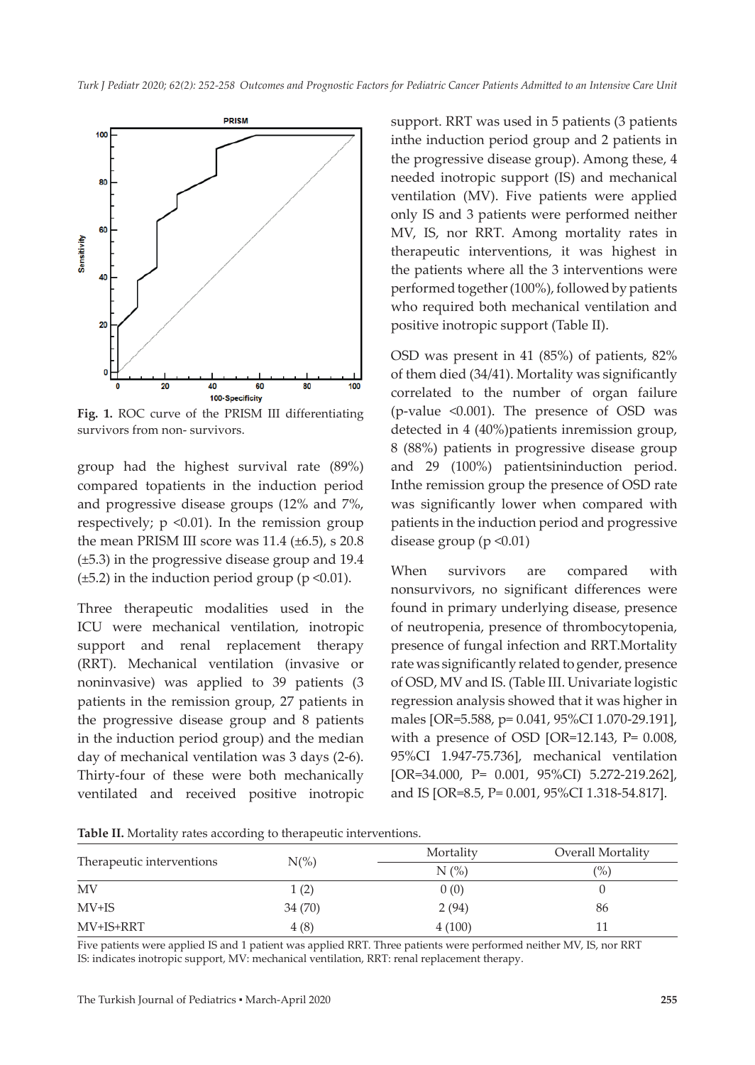**Fig. 1.** ROC curve of the PRISM III differentiating survivors from non- survivors.

group had the highest survival rate (89%) compared topatients in the induction period and progressive disease groups (12% and 7%, respectively; p <0.01). In the remission group the mean PRISM III score was 11.4 (±6.5), s 20.8 (±5.3) in the progressive disease group and 19.4 (±5.2) in the induction period group (p <0.01).

Three therapeutic modalities used in the ICU were mechanical ventilation, inotropic support and renal replacement therapy (RRT). Mechanical ventilation (invasive or noninvasive) was applied to 39 patients (3 patients in the remission group, 27 patients in the progressive disease group and 8 patients in the induction period group) and the median day of mechanical ventilation was 3 days (2-6). Thirty-four of these were both mechanically ventilated and received positive inotropic support. RRT was used in 5 patients (3 patients inthe induction period group and 2 patients in the progressive disease group). Among these, 4 needed inotropic support (IS) and mechanical ventilation (MV). Five patients were applied only IS and 3 patients were performed neither MV, IS, nor RRT. Among mortality rates in therapeutic interventions, it was highest in the patients where all the 3 interventions were performed together (100%), followed by patients who required both mechanical ventilation and positive inotropic support (Table II).

OSD was present in 41 (85%) of patients, 82% of them died (34/41). Mortality was significantly correlated to the number of organ failure (p-value <0.001). The presence of OSD was detected in 4 (40%)patients inremission group, 8 (88%) patients in progressive disease group and 29 (100%) patientsininduction period. Inthe remission group the presence of OSD rate was significantly lower when compared with patients in the induction period and progressive disease group (p <0.01)

When survivors are compared with nonsurvivors, no significant differences were found in primary underlying disease, presence of neutropenia, presence of thrombocytopenia, presence of fungal infection and RRT.Mortality rate was significantly related to gender, presence of OSD, MV and IS. (Table III. Univariate logistic regression analysis showed that it was higher in males [OR=5.588, p= 0.041, 95%CI 1.070-29.191], with a presence of OSD [OR=12.143, P= 0.008, 95%CI 1.947-75.736], mechanical ventilation [OR=34.000, P= 0.001, 95%CI) 5.272-219.262], and IS [OR=8.5, P= 0.001, 95%CI 1.318-54.817].

**Table II.** Mortality rates according to therapeutic interventions.

| Therapeutic interventions | N(%) | Mortality | Overall Mortality |
|---|---|---|---|
| | | N (%) | (%) |
| MV | 1 (2) | 0 (0) | 0 |
| MV+IS | 34 (70) | 2 (94) | 86 |
| MV+IS+RRT | 4 (8) | 4 (100) | 11 |

Five patients were applied IS and 1 patient was applied RRT. Three patients were performed neither MV, IS, nor RRT
IS: indicates inotropic support, MV: mechanical ventilation, RRT: renal replacement therapy.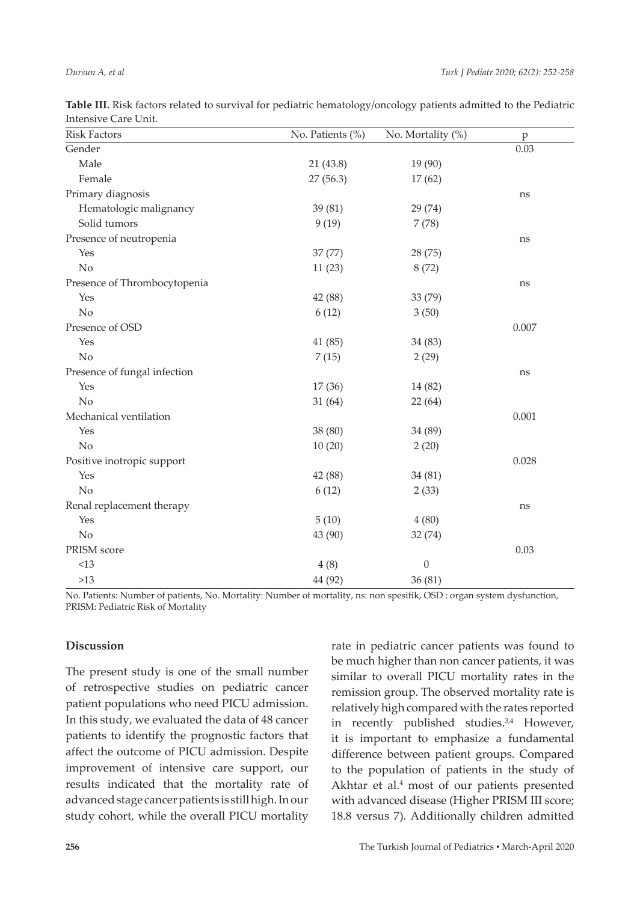**Table III.** Risk factors related to survival for pediatric hematology/oncology patients admitted to the Pediatric Intensive Care Unit.

| Risk Factors | No. Patients (%) | No. Mortality (%) | p |
|---|---|---|---|
| Gender | | | 0.03 |
| Male | 21 (43.8) | 19 (90) | |
| Female | 27 (56.3) | 17 (62) | |
| Primary diagnosis | | | ns |
| Hematologic malignancy | 39 (81) | 29 (74) | |
| Solid tumors | 9 (19) | 7 (78) | |
| Presence of neutropenia | | | ns |
| Yes | 37 (77) | 28 (75) | |
| No | 11 (23) | 8 (72) | |
| Presence of Thrombocytopenia | | | ns |
| Yes | 42 (88) | 33 (79) | |
| No | 6 (12) | 3 (50) | |
| Presence of OSD | | | 0.007 |
| Yes | 41 (85) | 34 (83) | |
| No | 7 (15) | 2 (29) | |
| Presence of fungal infection | | | ns |
| Yes | 17 (36) | 14 (82) | |
| No | 31 (64) | 22 (64) | |
| Mechanical ventilation | | | 0.001 |
| Yes | 38 (80) | 34 (89) | |
| No | 10 (20) | 2 (20) | |
| Positive inotropic support | | | 0.028 |
| Yes | 42 (88) | 34 (81) | |
| No | 6 (12) | 2 (33) | |
| Renal replacement therapy | | | ns |
| Yes | 5 (10) | 4 (80) | |
| No | 43 (90) | 32 (74) | |
| PRISM score | | | 0.03 |
| <13 | 4 (8) | 0 | |
| >13 | 44 (92) | 36 (81) | |

No. Patients: Number of patients, No. Mortality: Number of mortality, ns: non spesifik, OSD : organ system dysfunction, PRISM: Pediatric Risk of Mortality

## Discussion

The present study is one of the small number of retrospective studies on pediatric cancer patient populations who need PICU admission. In this study, we evaluated the data of 48 cancer patients to identify the prognostic factors that affect the outcome of PICU admission. Despite improvement of intensive care support, our results indicated that the mortality rate of advanced stage cancer patients is still high. In our study cohort, while the overall PICU mortality rate in pediatric cancer patients was found to be much higher than non cancer patients, it was similar to overall PICU mortality rates in the remission group. The observed mortality rate is relatively high compared with the rates reported in recently published studies.[3,4] However, it is important to emphasize a fundamental difference between patient groups. Compared to the population of patients in the study of Akhtar et al.[4] most of our patients presented with advanced disease (Higher PRISM III score; 18.8 versus 7). Additionally children admitted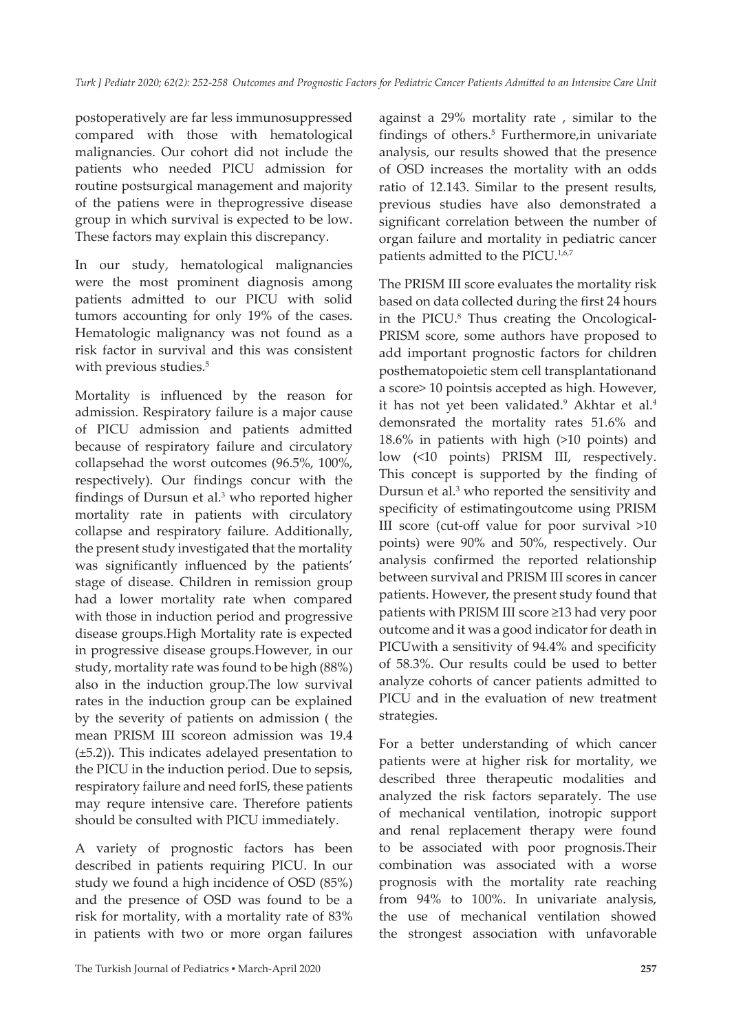postoperatively are far less immunosuppressed compared with those with hematological malignancies. Our cohort did not include the patients who needed PICU admission for routine postsurgical management and majority of the patiens were in theprogressive disease group in which survival is expected to be low. These factors may explain this discrepancy.

In our study, hematological malignancies were the most prominent diagnosis among patients admitted to our PICU with solid tumors accounting for only 19% of the cases. Hematologic malignancy was not found as a risk factor in survival and this was consistent with previous studies.[5]

Mortality is influenced by the reason for admission. Respiratory failure is a major cause of PICU admission and patients admitted because of respiratory failure and circulatory collapsehad the worst outcomes (96.5%, 100%, respectively). Our findings concur with the findings of Dursun et al.[3] who reported higher mortality rate in patients with circulatory collapse and respiratory failure. Additionally, the present study investigated that the mortality was significantly influenced by the patients' stage of disease. Children in remission group had a lower mortality rate when compared with those in induction period and progressive disease groups.High Mortality rate is expected in progressive disease groups.However, in our study, mortality rate was found to be high (88%) also in the induction group.The low survival rates in the induction group can be explained by the severity of patients on admission ( the mean PRISM III scoreon admission was 19.4 (±5.2)). This indicates adelayed presentation to the PICU in the induction period. Due to sepsis, respiratory failure and need forIS, these patients may requre intensive care. Therefore patients should be consulted with PICU immediately.

A variety of prognostic factors has been described in patients requiring PICU. In our study we found a high incidence of OSD (85%) and the presence of OSD was found to be a risk for mortality, with a mortality rate of 83% in patients with two or more organ failures against a 29% mortality rate , similar to the findings of others.[5] Furthermore,in univariate analysis, our results showed that the presence of OSD increases the mortality with an odds ratio of 12.143. Similar to the present results, previous studies have also demonstrated a significant correlation between the number of organ failure and mortality in pediatric cancer patients admitted to the PICU.[1,6,7]

The PRISM III score evaluates the mortality risk based on data collected during the first 24 hours in the PICU.[8] Thus creating the Oncological-PRISM score, some authors have proposed to add important prognostic factors for children posthematopoietic stem cell transplantationand a score> 10 pointsis accepted as high. However, it has not yet been validated.[9] Akhtar et al.[4] demonsrated the mortality rates 51.6% and 18.6% in patients with high (>10 points) and low (<10 points) PRISM III, respectively. This concept is supported by the finding of Dursun et al.[3] who reported the sensitivity and specificity of estimatingoutcome using PRISM III score (cut-off value for poor survival >10 points) were 90% and 50%, respectively. Our analysis confirmed the reported relationship between survival and PRISM III scores in cancer patients. However, the present study found that patients with PRISM III score ≥13 had very poor outcome and it was a good indicator for death in PICUwith a sensitivity of 94.4% and specificity of 58.3%. Our results could be used to better analyze cohorts of cancer patients admitted to PICU and in the evaluation of new treatment strategies.

For a better understanding of which cancer patients were at higher risk for mortality, we described three therapeutic modalities and analyzed the risk factors separately. The use of mechanical ventilation, inotropic support and renal replacement therapy were found to be associated with poor prognosis.Their combination was associated with a worse prognosis with the mortality rate reaching from 94% to 100%. In univariate analysis, the use of mechanical ventilation showed the strongest association with unfavorable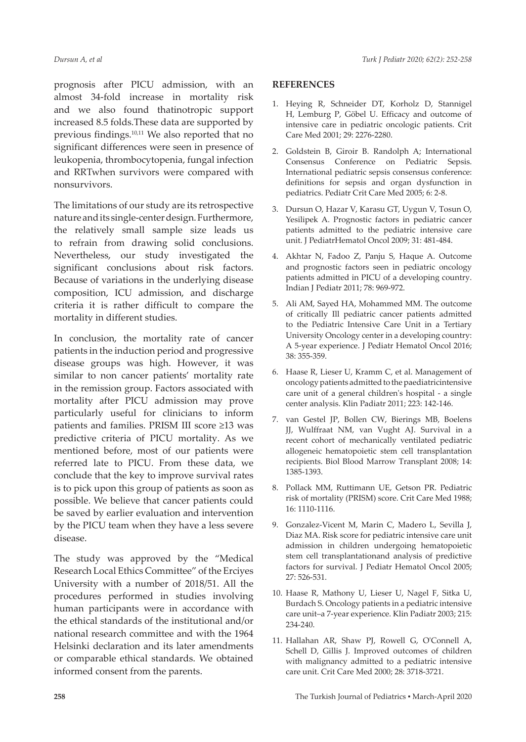prognosis after PICU admission, with an almost 34-fold increase in mortality risk and we also found thatinotropic support increased 8.5 folds.These data are supported by previous findings.[10,11] We also reported that no significant differences were seen in presence of leukopenia, thrombocytopenia, fungal infection and RRTwhen survivors were compared with nonsurvivors.

The limitations of our study are its retrospective nature and its single-center design. Furthermore, the relatively small sample size leads us to refrain from drawing solid conclusions. Nevertheless, our study investigated the significant conclusions about risk factors. Because of variations in the underlying disease composition, ICU admission, and discharge criteria it is rather difficult to compare the mortality in different studies.

In conclusion, the mortality rate of cancer patients in the induction period and progressive disease groups was high. However, it was similar to non cancer patients' mortality rate in the remission group. Factors associated with mortality after PICU admission may prove particularly useful for clinicians to inform patients and families. PRISM III score ≥13 was predictive criteria of PICU mortality. As we mentioned before, most of our patients were referred late to PICU. From these data, we conclude that the key to improve survival rates is to pick upon this group of patients as soon as possible. We believe that cancer patients could be saved by earlier evaluation and intervention by the PICU team when they have a less severe disease.

The study was approved by the "Medical Research Local Ethics Committee" of the Erciyes University with a number of 2018/51. All the procedures performed in studies involving human participants were in accordance with the ethical standards of the institutional and/or national research committee and with the 1964 Helsinki declaration and its later amendments or comparable ethical standards. We obtained informed consent from the parents.

## REFERENCES

1. Heying R, Schneider DT, Korholz D, Stannigel H, Lemburg P, Göbel U. Efficacy and outcome of intensive care in pediatric oncologic patients. Crit Care Med 2001; 29: 2276-2280.
2. Goldstein B, Giroir B. Randolph A; International Consensus Conference on Pediatric Sepsis. International pediatric sepsis consensus conference: definitions for sepsis and organ dysfunction in pediatrics. Pediatr Crit Care Med 2005; 6: 2-8.
3. Dursun O, Hazar V, Karasu GT, Uygun V, Tosun O, Yesilipek A. Prognostic factors in pediatric cancer patients admitted to the pediatric intensive care unit. J PediatrHematol Oncol 2009; 31: 481-484.
4. Akhtar N, Fadoo Z, Panju S, Haque A. Outcome and prognostic factors seen in pediatric oncology patients admitted in PICU of a developing country. Indian J Pediatr 2011; 78: 969-972.
5. Ali AM, Sayed HA, Mohammed MM. The outcome of critically Ill pediatric cancer patients admitted to the Pediatric Intensive Care Unit in a Tertiary University Oncology center in a developing country: A 5-year experience. J Pediatr Hematol Oncol 2016; 38: 355-359.
6. Haase R, Lieser U, Kramm C, et al. Management of oncology patients admitted to the paediatricintensive care unit of a general children's hospital - a single center analysis. Klin Padiatr 2011; 223: 142-146.
7. van Gestel JP, Bollen CW, Bierings MB, Boelens JJ, Wulffraat NM, van Vught AJ. Survival in a recent cohort of mechanically ventilated pediatric allogeneic hematopoietic stem cell transplantation recipients. Biol Blood Marrow Transplant 2008; 14: 1385-1393.
8. Pollack MM, Ruttimann UE, Getson PR. Pediatric risk of mortality (PRISM) score. Crit Care Med 1988; 16: 1110-1116.
9. Gonzalez-Vicent M, Marin C, Madero L, Sevilla J, Diaz MA. Risk score for pediatric intensive care unit admission in children undergoing hematopoietic stem cell transplantationand analysis of predictive factors for survival. J Pediatr Hematol Oncol 2005; 27: 526-531.
10. Haase R, Mathony U, Lieser U, Nagel F, Sitka U, Burdach S. Oncology patients in a pediatric intensive care unit–a 7-year experience. Klin Padiatr 2003; 215: 234-240.
11. Hallahan AR, Shaw PJ, Rowell G, O'Connell A, Schell D, Gillis J. Improved outcomes of children with malignancy admitted to a pediatric intensive care unit. Crit Care Med 2000; 28: 3718-3721.